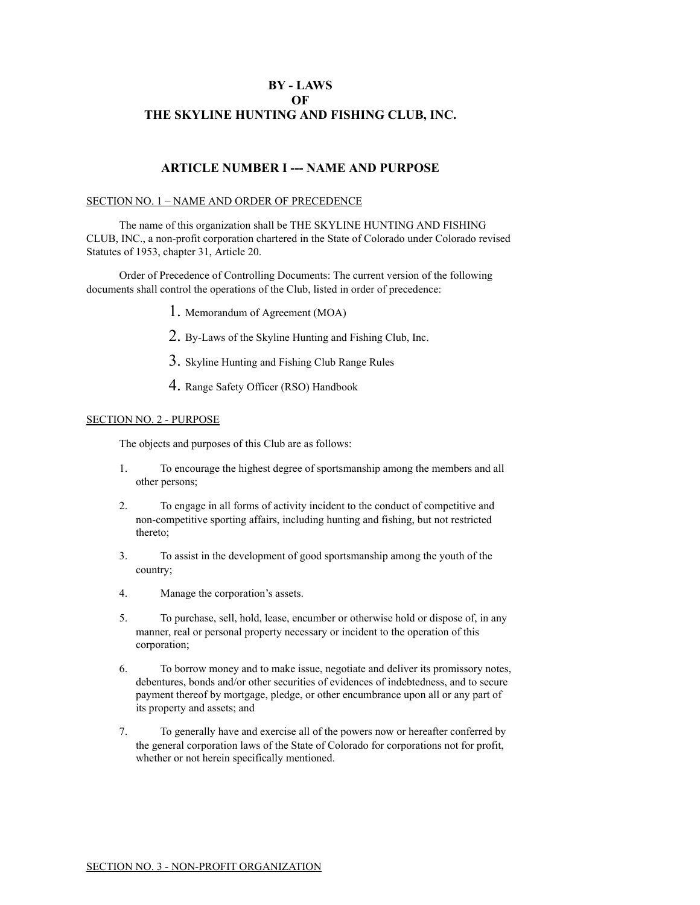# BY - LAWS
# OF
# THE SKYLINE HUNTING AND FISHING CLUB, INC.

## ARTICLE NUMBER I --- NAME AND PURPOSE

SECTION NO. 1 – NAME AND ORDER OF PRECEDENCE

The name of this organization shall be THE SKYLINE HUNTING AND FISHING CLUB, INC., a non-profit corporation chartered in the State of Colorado under Colorado revised Statutes of 1953, chapter 31, Article 20.

Order of Precedence of Controlling Documents: The current version of the following documents shall control the operations of the Club, listed in order of precedence:

1. Memorandum of Agreement (MOA)
2. By-Laws of the Skyline Hunting and Fishing Club, Inc.
3. Skyline Hunting and Fishing Club Range Rules
4. Range Safety Officer (RSO) Handbook

SECTION NO. 2 - PURPOSE

The objects and purposes of this Club are as follows:

1. To encourage the highest degree of sportsmanship among the members and all other persons;
2. To engage in all forms of activity incident to the conduct of competitive and non-competitive sporting affairs, including hunting and fishing, but not restricted thereto;
3. To assist in the development of good sportsmanship among the youth of the country;
4. Manage the corporation's assets.
5. To purchase, sell, hold, lease, encumber or otherwise hold or dispose of, in any manner, real or personal property necessary or incident to the operation of this corporation;
6. To borrow money and to make issue, negotiate and deliver its promissory notes, debentures, bonds and/or other securities of evidences of indebtedness, and to secure payment thereof by mortgage, pledge, or other encumbrance upon all or any part of its property and assets; and
7. To generally have and exercise all of the powers now or hereafter conferred by the general corporation laws of the State of Colorado for corporations not for profit, whether or not herein specifically mentioned.

SECTION NO. 3 - NON-PROFIT ORGANIZATION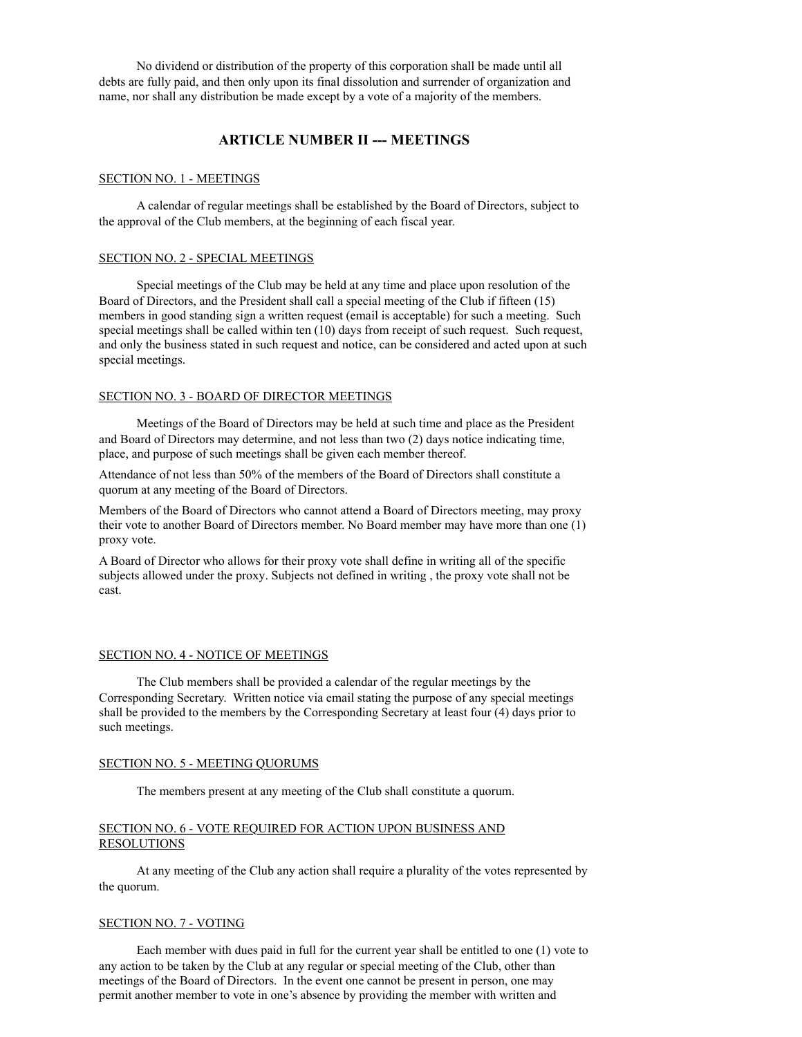No dividend or distribution of the property of this corporation shall be made until all debts are fully paid, and then only upon its final dissolution and surrender of organization and name, nor shall any distribution be made except by a vote of a majority of the members.

## ARTICLE NUMBER II --- MEETINGS

### SECTION NO. 1 - MEETINGS

A calendar of regular meetings shall be established by the Board of Directors, subject to the approval of the Club members, at the beginning of each fiscal year.

### SECTION NO. 2 - SPECIAL MEETINGS

Special meetings of the Club may be held at any time and place upon resolution of the Board of Directors, and the President shall call a special meeting of the Club if fifteen (15) members in good standing sign a written request (email is acceptable) for such a meeting. Such special meetings shall be called within ten (10) days from receipt of such request. Such request, and only the business stated in such request and notice, can be considered and acted upon at such special meetings.

### SECTION NO. 3 - BOARD OF DIRECTOR MEETINGS

Meetings of the Board of Directors may be held at such time and place as the President and Board of Directors may determine, and not less than two (2) days notice indicating time, place, and purpose of such meetings shall be given each member thereof.

Attendance of not less than 50% of the members of the Board of Directors shall constitute a quorum at any meeting of the Board of Directors.

Members of the Board of Directors who cannot attend a Board of Directors meeting, may proxy their vote to another Board of Directors member. No Board member may have more than one (1) proxy vote.

A Board of Director who allows for their proxy vote shall define in writing all of the specific subjects allowed under the proxy. Subjects not defined in writing , the proxy vote shall not be cast.

### SECTION NO. 4 - NOTICE OF MEETINGS

The Club members shall be provided a calendar of the regular meetings by the Corresponding Secretary. Written notice via email stating the purpose of any special meetings shall be provided to the members by the Corresponding Secretary at least four (4) days prior to such meetings.

### SECTION NO. 5 - MEETING QUORUMS

The members present at any meeting of the Club shall constitute a quorum.

### SECTION NO. 6 - VOTE REQUIRED FOR ACTION UPON BUSINESS AND RESOLUTIONS

At any meeting of the Club any action shall require a plurality of the votes represented by the quorum.

### SECTION NO. 7 - VOTING

Each member with dues paid in full for the current year shall be entitled to one (1) vote to any action to be taken by the Club at any regular or special meeting of the Club, other than meetings of the Board of Directors. In the event one cannot be present in person, one may permit another member to vote in one's absence by providing the member with written and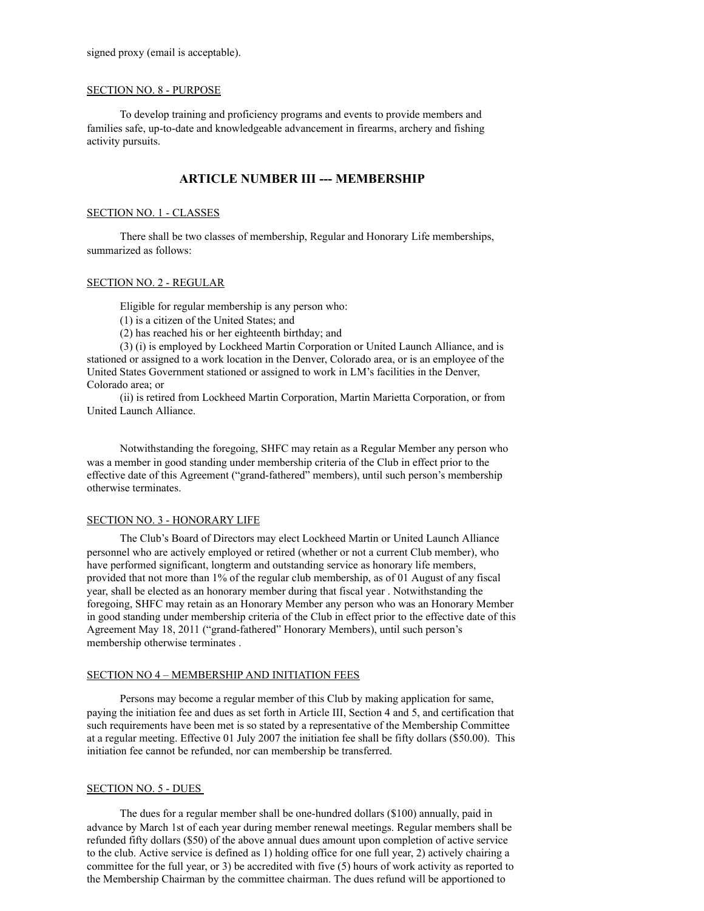signed proxy (email is acceptable).

SECTION NO. 8 - PURPOSE

To develop training and proficiency programs and events to provide members and families safe, up-to-date and knowledgeable advancement in firearms, archery and fishing activity pursuits.

## ARTICLE NUMBER III --- MEMBERSHIP

SECTION NO. 1 - CLASSES

There shall be two classes of membership, Regular and Honorary Life memberships, summarized as follows:

SECTION NO. 2 - REGULAR

Eligible for regular membership is any person who:

(1) is a citizen of the United States; and

(2) has reached his or her eighteenth birthday; and

(3) (i) is employed by Lockheed Martin Corporation or United Launch Alliance, and is stationed or assigned to a work location in the Denver, Colorado area, or is an employee of the United States Government stationed or assigned to work in LM's facilities in the Denver, Colorado area; or

(ii) is retired from Lockheed Martin Corporation, Martin Marietta Corporation, or from United Launch Alliance.

Notwithstanding the foregoing, SHFC may retain as a Regular Member any person who was a member in good standing under membership criteria of the Club in effect prior to the effective date of this Agreement ("grand-fathered" members), until such person's membership otherwise terminates.

SECTION NO. 3 - HONORARY LIFE

The Club's Board of Directors may elect Lockheed Martin or United Launch Alliance personnel who are actively employed or retired (whether or not a current Club member), who have performed significant, longterm and outstanding service as honorary life members, provided that not more than 1% of the regular club membership, as of 01 August of any fiscal year, shall be elected as an honorary member during that fiscal year . Notwithstanding the foregoing, SHFC may retain as an Honorary Member any person who was an Honorary Member in good standing under membership criteria of the Club in effect prior to the effective date of this Agreement May 18, 2011 ("grand-fathered" Honorary Members), until such person's membership otherwise terminates .

SECTION NO 4 – MEMBERSHIP AND INITIATION FEES

Persons may become a regular member of this Club by making application for same, paying the initiation fee and dues as set forth in Article III, Section 4 and 5, and certification that such requirements have been met is so stated by a representative of the Membership Committee at a regular meeting. Effective 01 July 2007 the initiation fee shall be fifty dollars ($50.00). This initiation fee cannot be refunded, nor can membership be transferred.

SECTION NO. 5 - DUES

The dues for a regular member shall be one-hundred dollars ($100) annually, paid in advance by March 1st of each year during member renewal meetings. Regular members shall be refunded fifty dollars ($50) of the above annual dues amount upon completion of active service to the club. Active service is defined as 1) holding office for one full year, 2) actively chairing a committee for the full year, or 3) be accredited with five (5) hours of work activity as reported to the Membership Chairman by the committee chairman. The dues refund will be apportioned to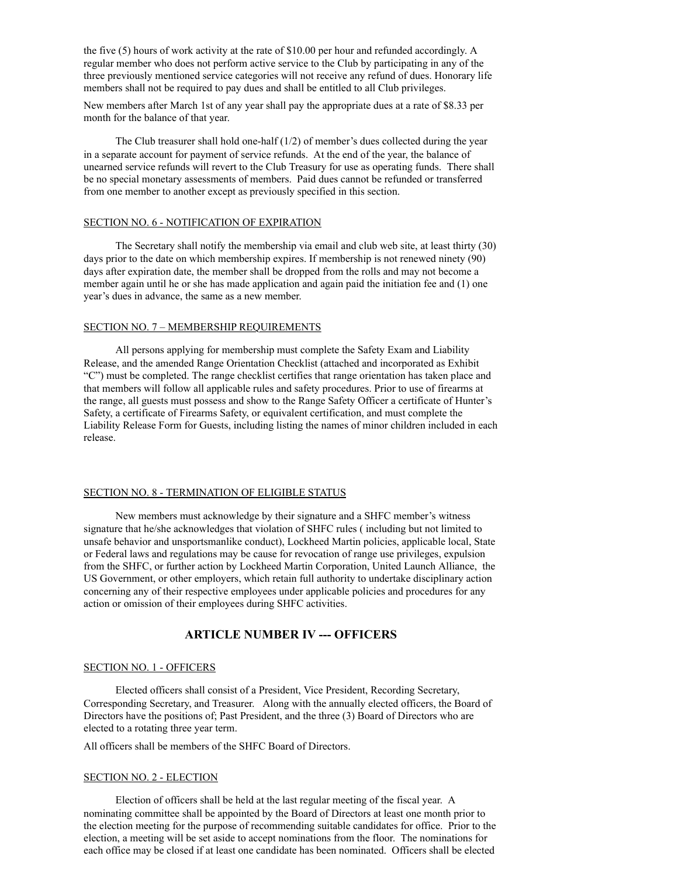the five (5) hours of work activity at the rate of $10.00 per hour and refunded accordingly. A regular member who does not perform active service to the Club by participating in any of the three previously mentioned service categories will not receive any refund of dues. Honorary life members shall not be required to pay dues and shall be entitled to all Club privileges.

New members after March 1st of any year shall pay the appropriate dues at a rate of $8.33 per month for the balance of that year.

The Club treasurer shall hold one-half (1/2) of member's dues collected during the year in a separate account for payment of service refunds. At the end of the year, the balance of unearned service refunds will revert to the Club Treasury for use as operating funds. There shall be no special monetary assessments of members. Paid dues cannot be refunded or transferred from one member to another except as previously specified in this section.

SECTION NO. 6 - NOTIFICATION OF EXPIRATION

The Secretary shall notify the membership via email and club web site, at least thirty (30) days prior to the date on which membership expires. If membership is not renewed ninety (90) days after expiration date, the member shall be dropped from the rolls and may not become a member again until he or she has made application and again paid the initiation fee and (1) one year's dues in advance, the same as a new member.

SECTION NO. 7 – MEMBERSHIP REQUIREMENTS

All persons applying for membership must complete the Safety Exam and Liability Release, and the amended Range Orientation Checklist (attached and incorporated as Exhibit "C") must be completed. The range checklist certifies that range orientation has taken place and that members will follow all applicable rules and safety procedures. Prior to use of firearms at the range, all guests must possess and show to the Range Safety Officer a certificate of Hunter's Safety, a certificate of Firearms Safety, or equivalent certification, and must complete the Liability Release Form for Guests, including listing the names of minor children included in each release.

SECTION NO. 8 - TERMINATION OF ELIGIBLE STATUS

New members must acknowledge by their signature and a SHFC member's witness signature that he/she acknowledges that violation of SHFC rules ( including but not limited to unsafe behavior and unsportsmanlike conduct), Lockheed Martin policies, applicable local, State or Federal laws and regulations may be cause for revocation of range use privileges, expulsion from the SHFC, or further action by Lockheed Martin Corporation, United Launch Alliance, the US Government, or other employers, which retain full authority to undertake disciplinary action concerning any of their respective employees under applicable policies and procedures for any action or omission of their employees during SHFC activities.

## ARTICLE NUMBER IV --- OFFICERS

SECTION NO. 1 - OFFICERS

Elected officers shall consist of a President, Vice President, Recording Secretary, Corresponding Secretary, and Treasurer. Along with the annually elected officers, the Board of Directors have the positions of; Past President, and the three (3) Board of Directors who are elected to a rotating three year term.

All officers shall be members of the SHFC Board of Directors.

SECTION NO. 2 - ELECTION

Election of officers shall be held at the last regular meeting of the fiscal year. A nominating committee shall be appointed by the Board of Directors at least one month prior to the election meeting for the purpose of recommending suitable candidates for office. Prior to the election, a meeting will be set aside to accept nominations from the floor. The nominations for each office may be closed if at least one candidate has been nominated. Officers shall be elected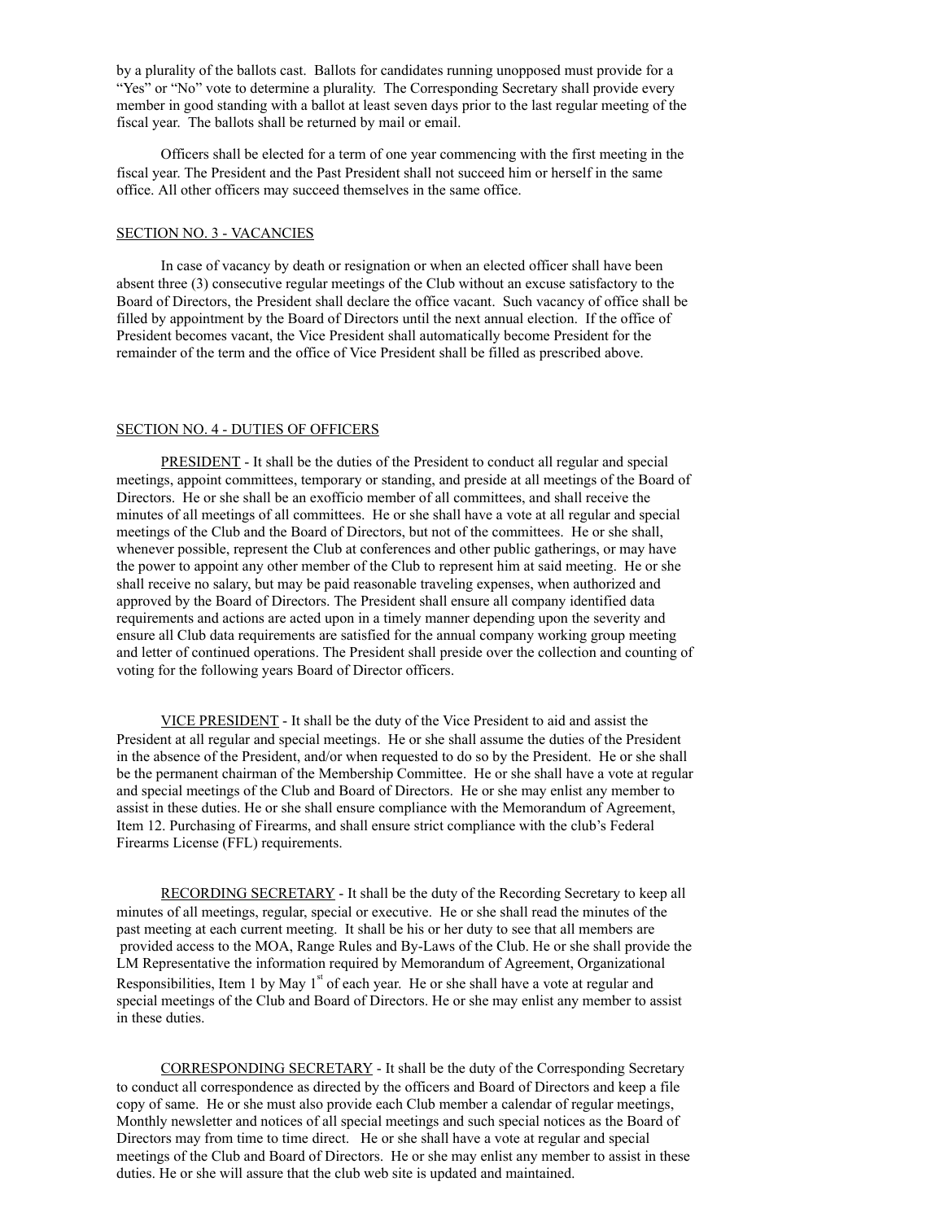by a plurality of the ballots cast. Ballots for candidates running unopposed must provide for a "Yes" or "No" vote to determine a plurality. The Corresponding Secretary shall provide every member in good standing with a ballot at least seven days prior to the last regular meeting of the fiscal year. The ballots shall be returned by mail or email.

Officers shall be elected for a term of one year commencing with the first meeting in the fiscal year. The President and the Past President shall not succeed him or herself in the same office. All other officers may succeed themselves in the same office.

SECTION NO. 3 - VACANCIES

In case of vacancy by death or resignation or when an elected officer shall have been absent three (3) consecutive regular meetings of the Club without an excuse satisfactory to the Board of Directors, the President shall declare the office vacant. Such vacancy of office shall be filled by appointment by the Board of Directors until the next annual election. If the office of President becomes vacant, the Vice President shall automatically become President for the remainder of the term and the office of Vice President shall be filled as prescribed above.

SECTION NO. 4 - DUTIES OF OFFICERS

PRESIDENT - It shall be the duties of the President to conduct all regular and special meetings, appoint committees, temporary or standing, and preside at all meetings of the Board of Directors. He or she shall be an exofficio member of all committees, and shall receive the minutes of all meetings of all committees. He or she shall have a vote at all regular and special meetings of the Club and the Board of Directors, but not of the committees. He or she shall, whenever possible, represent the Club at conferences and other public gatherings, or may have the power to appoint any other member of the Club to represent him at said meeting. He or she shall receive no salary, but may be paid reasonable traveling expenses, when authorized and approved by the Board of Directors. The President shall ensure all company identified data requirements and actions are acted upon in a timely manner depending upon the severity and ensure all Club data requirements are satisfied for the annual company working group meeting and letter of continued operations. The President shall preside over the collection and counting of voting for the following years Board of Director officers.

VICE PRESIDENT - It shall be the duty of the Vice President to aid and assist the President at all regular and special meetings. He or she shall assume the duties of the President in the absence of the President, and/or when requested to do so by the President. He or she shall be the permanent chairman of the Membership Committee. He or she shall have a vote at regular and special meetings of the Club and Board of Directors. He or she may enlist any member to assist in these duties. He or she shall ensure compliance with the Memorandum of Agreement, Item 12. Purchasing of Firearms, and shall ensure strict compliance with the club's Federal Firearms License (FFL) requirements.

RECORDING SECRETARY - It shall be the duty of the Recording Secretary to keep all minutes of all meetings, regular, special or executive. He or she shall read the minutes of the past meeting at each current meeting. It shall be his or her duty to see that all members are provided access to the MOA, Range Rules and By-Laws of the Club. He or she shall provide the LM Representative the information required by Memorandum of Agreement, Organizational Responsibilities, Item 1 by May 1st of each year. He or she shall have a vote at regular and special meetings of the Club and Board of Directors. He or she may enlist any member to assist in these duties.

CORRESPONDING SECRETARY - It shall be the duty of the Corresponding Secretary to conduct all correspondence as directed by the officers and Board of Directors and keep a file copy of same. He or she must also provide each Club member a calendar of regular meetings, Monthly newsletter and notices of all special meetings and such special notices as the Board of Directors may from time to time direct. He or she shall have a vote at regular and special meetings of the Club and Board of Directors. He or she may enlist any member to assist in these duties. He or she will assure that the club web site is updated and maintained.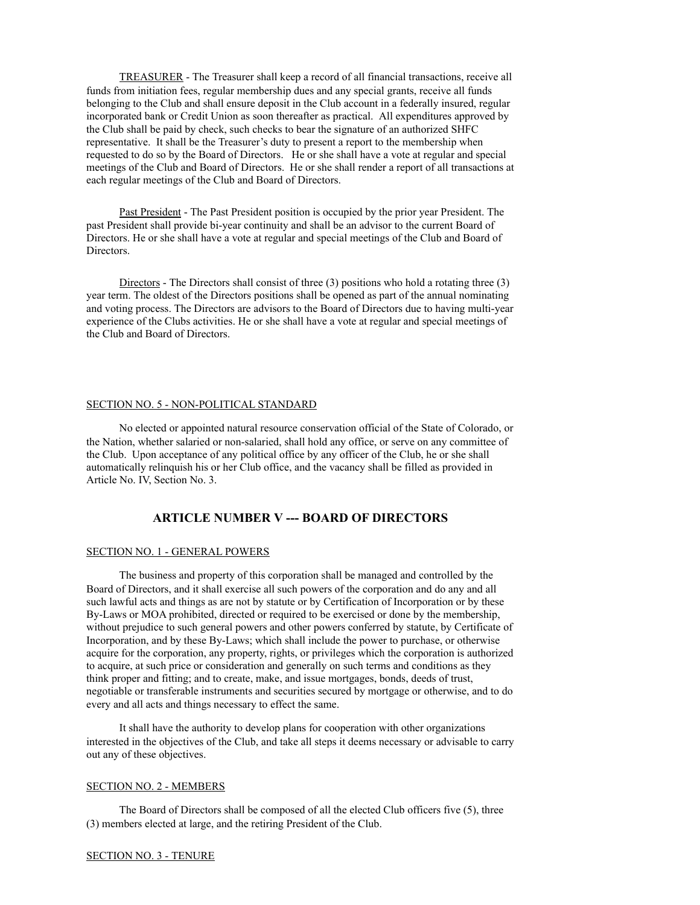TREASURER - The Treasurer shall keep a record of all financial transactions, receive all funds from initiation fees, regular membership dues and any special grants, receive all funds belonging to the Club and shall ensure deposit in the Club account in a federally insured, regular incorporated bank or Credit Union as soon thereafter as practical. All expenditures approved by the Club shall be paid by check, such checks to bear the signature of an authorized SHFC representative. It shall be the Treasurer's duty to present a report to the membership when requested to do so by the Board of Directors. He or she shall have a vote at regular and special meetings of the Club and Board of Directors. He or she shall render a report of all transactions at each regular meetings of the Club and Board of Directors.

Past President - The Past President position is occupied by the prior year President. The past President shall provide bi-year continuity and shall be an advisor to the current Board of Directors. He or she shall have a vote at regular and special meetings of the Club and Board of Directors.

Directors - The Directors shall consist of three (3) positions who hold a rotating three (3) year term. The oldest of the Directors positions shall be opened as part of the annual nominating and voting process. The Directors are advisors to the Board of Directors due to having multi-year experience of the Clubs activities. He or she shall have a vote at regular and special meetings of the Club and Board of Directors.

SECTION NO. 5 - NON-POLITICAL STANDARD

No elected or appointed natural resource conservation official of the State of Colorado, or the Nation, whether salaried or non-salaried, shall hold any office, or serve on any committee of the Club. Upon acceptance of any political office by any officer of the Club, he or she shall automatically relinquish his or her Club office, and the vacancy shall be filled as provided in Article No. IV, Section No. 3.

## ARTICLE NUMBER V --- BOARD OF DIRECTORS

SECTION NO. 1 - GENERAL POWERS

The business and property of this corporation shall be managed and controlled by the Board of Directors, and it shall exercise all such powers of the corporation and do any and all such lawful acts and things as are not by statute or by Certification of Incorporation or by these By-Laws or MOA prohibited, directed or required to be exercised or done by the membership, without prejudice to such general powers and other powers conferred by statute, by Certificate of Incorporation, and by these By-Laws; which shall include the power to purchase, or otherwise acquire for the corporation, any property, rights, or privileges which the corporation is authorized to acquire, at such price or consideration and generally on such terms and conditions as they think proper and fitting; and to create, make, and issue mortgages, bonds, deeds of trust, negotiable or transferable instruments and securities secured by mortgage or otherwise, and to do every and all acts and things necessary to effect the same.

It shall have the authority to develop plans for cooperation with other organizations interested in the objectives of the Club, and take all steps it deems necessary or advisable to carry out any of these objectives.

SECTION NO. 2 - MEMBERS

The Board of Directors shall be composed of all the elected Club officers five (5), three (3) members elected at large, and the retiring President of the Club.

SECTION NO. 3 - TENURE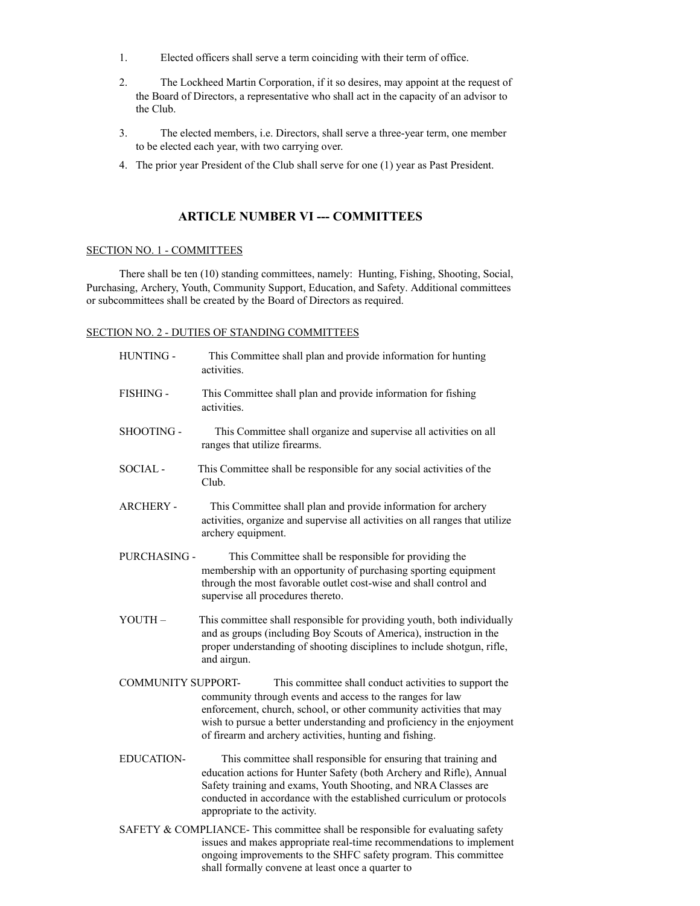1. Elected officers shall serve a term coinciding with their term of office.

2. The Lockheed Martin Corporation, if it so desires, may appoint at the request of the Board of Directors, a representative who shall act in the capacity of an advisor to the Club.

3. The elected members, i.e. Directors, shall serve a three-year term, one member to be elected each year, with two carrying over.

4. The prior year President of the Club shall serve for one (1) year as Past President.

## ARTICLE NUMBER VI --- COMMITTEES

SECTION NO. 1 - COMMITTEES

There shall be ten (10) standing committees, namely: Hunting, Fishing, Shooting, Social, Purchasing, Archery, Youth, Community Support, Education, and Safety. Additional committees or subcommittees shall be created by the Board of Directors as required.

SECTION NO. 2 - DUTIES OF STANDING COMMITTEES

HUNTING - This Committee shall plan and provide information for hunting activities.

FISHING - This Committee shall plan and provide information for fishing activities.

SHOOTING - This Committee shall organize and supervise all activities on all ranges that utilize firearms.

SOCIAL - This Committee shall be responsible for any social activities of the Club.

ARCHERY - This Committee shall plan and provide information for archery activities, organize and supervise all activities on all ranges that utilize archery equipment.

PURCHASING - This Committee shall be responsible for providing the membership with an opportunity of purchasing sporting equipment through the most favorable outlet cost-wise and shall control and supervise all procedures thereto.

YOUTH – This committee shall responsible for providing youth, both individually and as groups (including Boy Scouts of America), instruction in the proper understanding of shooting disciplines to include shotgun, rifle, and airgun.

COMMUNITY SUPPORT- This committee shall conduct activities to support the community through events and access to the ranges for law enforcement, church, school, or other community activities that may wish to pursue a better understanding and proficiency in the enjoyment of firearm and archery activities, hunting and fishing.

EDUCATION- This committee shall responsible for ensuring that training and education actions for Hunter Safety (both Archery and Rifle), Annual Safety training and exams, Youth Shooting, and NRA Classes are conducted in accordance with the established curriculum or protocols appropriate to the activity.

SAFETY & COMPLIANCE- This committee shall be responsible for evaluating safety issues and makes appropriate real-time recommendations to implement ongoing improvements to the SHFC safety program. This committee shall formally convene at least once a quarter to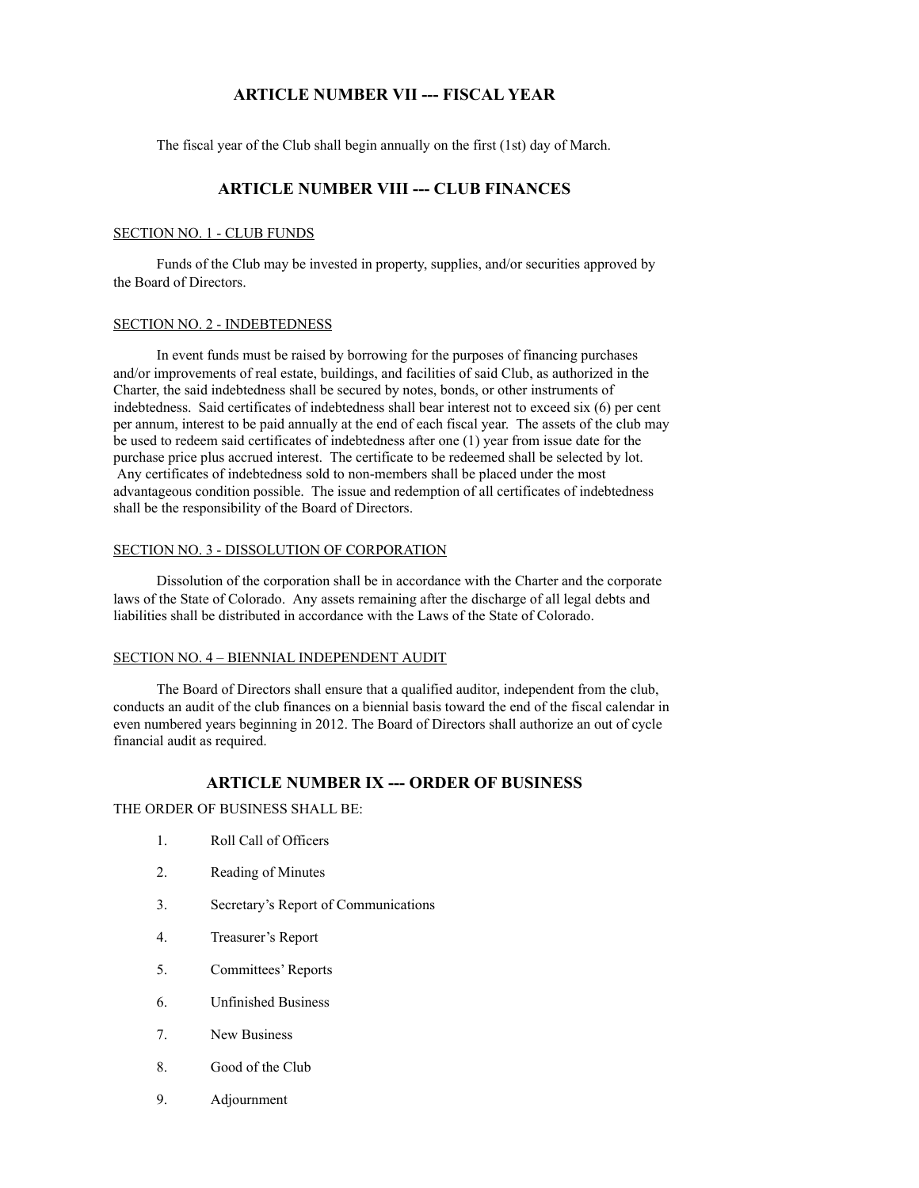## ARTICLE NUMBER VII --- FISCAL YEAR

The fiscal year of the Club shall begin annually on the first (1st) day of March.

## ARTICLE NUMBER VIII --- CLUB FINANCES

SECTION NO. 1 - CLUB FUNDS

Funds of the Club may be invested in property, supplies, and/or securities approved by the Board of Directors.

SECTION NO. 2 - INDEBTEDNESS

In event funds must be raised by borrowing for the purposes of financing purchases and/or improvements of real estate, buildings, and facilities of said Club, as authorized in the Charter, the said indebtedness shall be secured by notes, bonds, or other instruments of indebtedness. Said certificates of indebtedness shall bear interest not to exceed six (6) per cent per annum, interest to be paid annually at the end of each fiscal year. The assets of the club may be used to redeem said certificates of indebtedness after one (1) year from issue date for the purchase price plus accrued interest. The certificate to be redeemed shall be selected by lot. Any certificates of indebtedness sold to non-members shall be placed under the most advantageous condition possible. The issue and redemption of all certificates of indebtedness shall be the responsibility of the Board of Directors.

SECTION NO. 3 - DISSOLUTION OF CORPORATION

Dissolution of the corporation shall be in accordance with the Charter and the corporate laws of the State of Colorado. Any assets remaining after the discharge of all legal debts and liabilities shall be distributed in accordance with the Laws of the State of Colorado.

SECTION NO. 4 – BIENNIAL INDEPENDENT AUDIT

The Board of Directors shall ensure that a qualified auditor, independent from the club, conducts an audit of the club finances on a biennial basis toward the end of the fiscal calendar in even numbered years beginning in 2012. The Board of Directors shall authorize an out of cycle financial audit as required.

## ARTICLE NUMBER IX --- ORDER OF BUSINESS

THE ORDER OF BUSINESS SHALL BE:

1. Roll Call of Officers
2. Reading of Minutes
3. Secretary's Report of Communications
4. Treasurer's Report
5. Committees' Reports
6. Unfinished Business
7. New Business
8. Good of the Club
9. Adjournment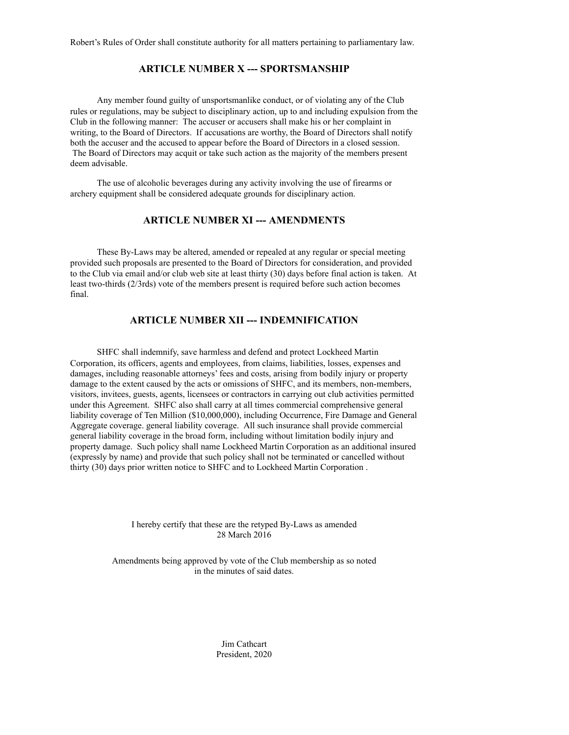Robert's Rules of Order shall constitute authority for all matters pertaining to parliamentary law.

## ARTICLE NUMBER X --- SPORTSMANSHIP

Any member found guilty of unsportsmanlike conduct, or of violating any of the Club rules or regulations, may be subject to disciplinary action, up to and including expulsion from the Club in the following manner: The accuser or accusers shall make his or her complaint in writing, to the Board of Directors. If accusations are worthy, the Board of Directors shall notify both the accuser and the accused to appear before the Board of Directors in a closed session. The Board of Directors may acquit or take such action as the majority of the members present deem advisable.

The use of alcoholic beverages during any activity involving the use of firearms or archery equipment shall be considered adequate grounds for disciplinary action.

## ARTICLE NUMBER XI --- AMENDMENTS

These By-Laws may be altered, amended or repealed at any regular or special meeting provided such proposals are presented to the Board of Directors for consideration, and provided to the Club via email and/or club web site at least thirty (30) days before final action is taken. At least two-thirds (2/3rds) vote of the members present is required before such action becomes final.

## ARTICLE NUMBER XII --- INDEMNIFICATION

SHFC shall indemnify, save harmless and defend and protect Lockheed Martin Corporation, its officers, agents and employees, from claims, liabilities, losses, expenses and damages, including reasonable attorneys' fees and costs, arising from bodily injury or property damage to the extent caused by the acts or omissions of SHFC, and its members, non-members, visitors, invitees, guests, agents, licensees or contractors in carrying out club activities permitted under this Agreement. SHFC also shall carry at all times commercial comprehensive general liability coverage of Ten Million ($10,000,000), including Occurrence, Fire Damage and General Aggregate coverage. general liability coverage. All such insurance shall provide commercial general liability coverage in the broad form, including without limitation bodily injury and property damage. Such policy shall name Lockheed Martin Corporation as an additional insured (expressly by name) and provide that such policy shall not be terminated or cancelled without thirty (30) days prior written notice to SHFC and to Lockheed Martin Corporation .

I hereby certify that these are the retyped By-Laws as amended
28 March 2016

Amendments being approved by vote of the Club membership as so noted
in the minutes of said dates.

Jim Cathcart
President, 2020